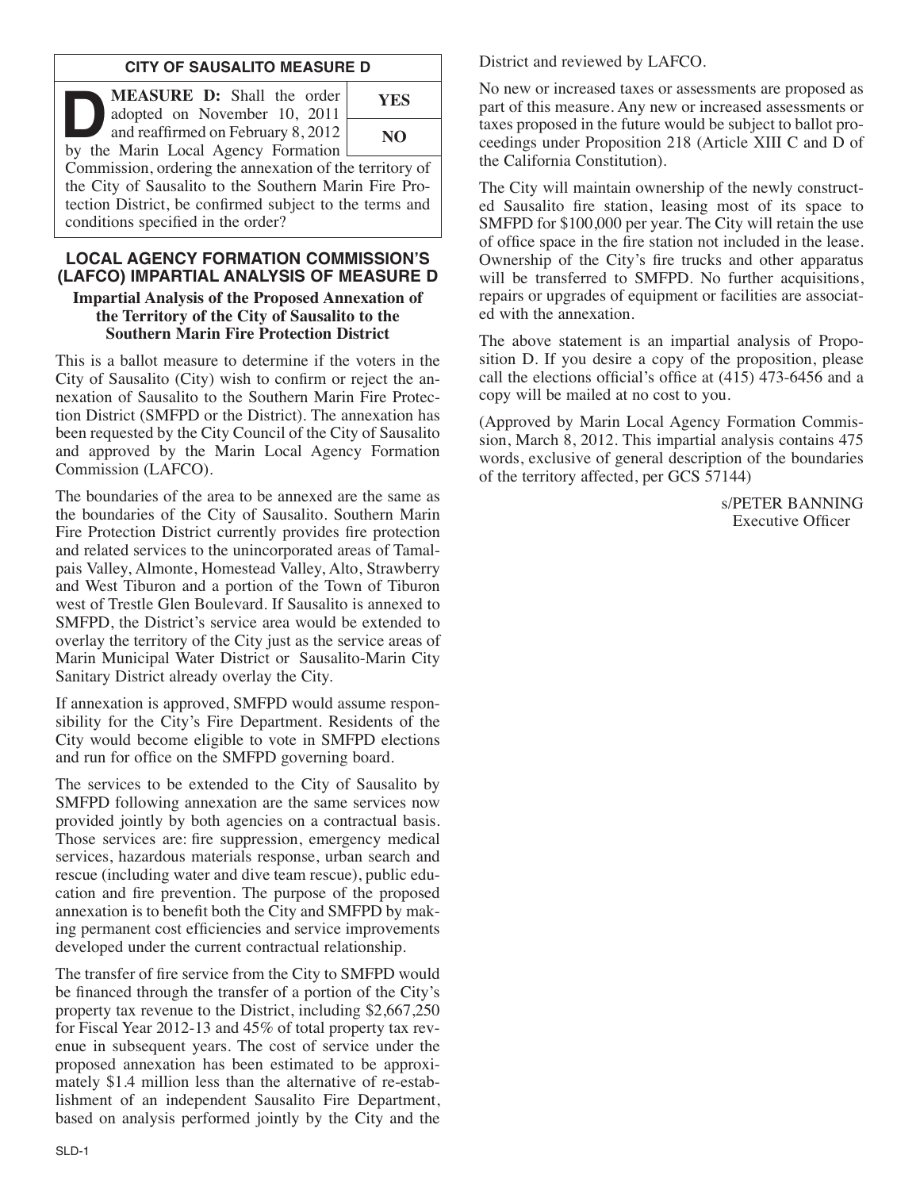## CITY OF SAUSALITO MEASURE D

| **MEASURE D:** Shall the order adopted on November 10, 2011 and reaffirmed on February 8, 2012 by the Marin Local Agency Formation Commission, ordering the annexation of the territory of the City of Sausalito to the Southern Marin Fire Protection District, be confirmed subject to the terms and conditions specified in the order? | **YES** |
| --- | --- |
| | **NO** |

## LOCAL AGENCY FORMATION COMMISSION'S (LAFCO) IMPARTIAL ANALYSIS OF MEASURE D

### Impartial Analysis of the Proposed Annexation of the Territory of the City of Sausalito to the Southern Marin Fire Protection District

This is a ballot measure to determine if the voters in the City of Sausalito (City) wish to confirm or reject the annexation of Sausalito to the Southern Marin Fire Protection District (SMFPD or the District). The annexation has been requested by the City Council of the City of Sausalito and approved by the Marin Local Agency Formation Commission (LAFCO).

The boundaries of the area to be annexed are the same as the boundaries of the City of Sausalito. Southern Marin Fire Protection District currently provides fire protection and related services to the unincorporated areas of Tamalpais Valley, Almonte, Homestead Valley, Alto, Strawberry and West Tiburon and a portion of the Town of Tiburon west of Trestle Glen Boulevard. If Sausalito is annexed to SMFPD, the District's service area would be extended to overlay the territory of the City just as the service areas of Marin Municipal Water District or Sausalito-Marin City Sanitary District already overlay the City.

If annexation is approved, SMFPD would assume responsibility for the City's Fire Department. Residents of the City would become eligible to vote in SMFPD elections and run for office on the SMFPD governing board.

The services to be extended to the City of Sausalito by SMFPD following annexation are the same services now provided jointly by both agencies on a contractual basis. Those services are: fire suppression, emergency medical services, hazardous materials response, urban search and rescue (including water and dive team rescue), public education and fire prevention. The purpose of the proposed annexation is to benefit both the City and SMFPD by making permanent cost efficiencies and service improvements developed under the current contractual relationship.

The transfer of fire service from the City to SMFPD would be financed through the transfer of a portion of the City's property tax revenue to the District, including $2,667,250 for Fiscal Year 2012-13 and 45% of total property tax revenue in subsequent years. The cost of service under the proposed annexation has been estimated to be approximately $1.4 million less than the alternative of re-establishment of an independent Sausalito Fire Department, based on analysis performed jointly by the City and the District and reviewed by LAFCO.

No new or increased taxes or assessments are proposed as part of this measure. Any new or increased assessments or taxes proposed in the future would be subject to ballot proceedings under Proposition 218 (Article XIII C and D of the California Constitution).

The City will maintain ownership of the newly constructed Sausalito fire station, leasing most of its space to SMFPD for $100,000 per year. The City will retain the use of office space in the fire station not included in the lease. Ownership of the City's fire trucks and other apparatus will be transferred to SMFPD. No further acquisitions, repairs or upgrades of equipment or facilities are associated with the annexation.

The above statement is an impartial analysis of Proposition D. If you desire a copy of the proposition, please call the elections official's office at (415) 473-6456 and a copy will be mailed at no cost to you.

(Approved by Marin Local Agency Formation Commission, March 8, 2012. This impartial analysis contains 475 words, exclusive of general description of the boundaries of the territory affected, per GCS 57144)

s/PETER BANNING
Executive Officer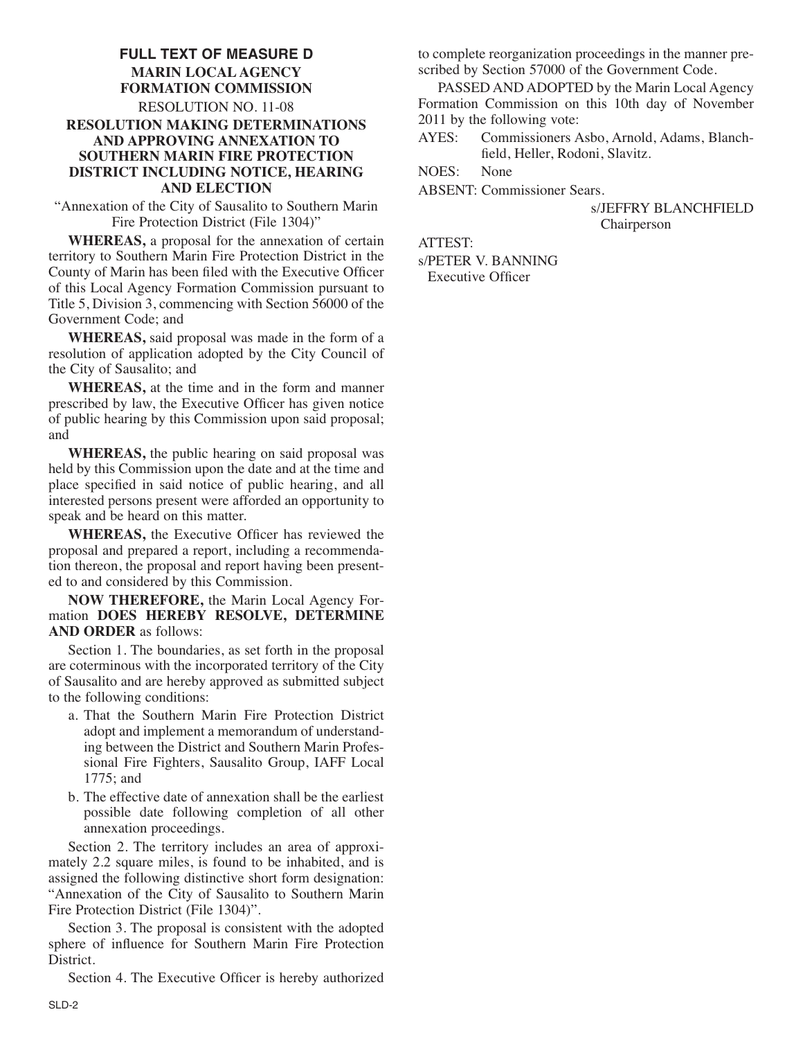## FULL TEXT OF MEASURE D

### MARIN LOCAL AGENCY FORMATION COMMISSION

RESOLUTION NO. 11-08

### RESOLUTION MAKING DETERMINATIONS AND APPROVING ANNEXATION TO SOUTHERN MARIN FIRE PROTECTION DISTRICT INCLUDING NOTICE, HEARING AND ELECTION

"Annexation of the City of Sausalito to Southern Marin Fire Protection District (File 1304)"

**WHEREAS,** a proposal for the annexation of certain territory to Southern Marin Fire Protection District in the County of Marin has been filed with the Executive Officer of this Local Agency Formation Commission pursuant to Title 5, Division 3, commencing with Section 56000 of the Government Code; and

**WHEREAS,** said proposal was made in the form of a resolution of application adopted by the City Council of the City of Sausalito; and

**WHEREAS,** at the time and in the form and manner prescribed by law, the Executive Officer has given notice of public hearing by this Commission upon said proposal; and

**WHEREAS,** the public hearing on said proposal was held by this Commission upon the date and at the time and place specified in said notice of public hearing, and all interested persons present were afforded an opportunity to speak and be heard on this matter.

**WHEREAS,** the Executive Officer has reviewed the proposal and prepared a report, including a recommendation thereon, the proposal and report having been presented to and considered by this Commission.

**NOW THEREFORE,** the Marin Local Agency Formation **DOES HEREBY RESOLVE, DETERMINE AND ORDER** as follows:

Section 1. The boundaries, as set forth in the proposal are coterminous with the incorporated territory of the City of Sausalito and are hereby approved as submitted subject to the following conditions:

a. That the Southern Marin Fire Protection District adopt and implement a memorandum of understanding between the District and Southern Marin Professional Fire Fighters, Sausalito Group, IAFF Local 1775; and

b. The effective date of annexation shall be the earliest possible date following completion of all other annexation proceedings.

Section 2. The territory includes an area of approximately 2.2 square miles, is found to be inhabited, and is assigned the following distinctive short form designation: "Annexation of the City of Sausalito to Southern Marin Fire Protection District (File 1304)".

Section 3. The proposal is consistent with the adopted sphere of influence for Southern Marin Fire Protection District.

Section 4. The Executive Officer is hereby authorized to complete reorganization proceedings in the manner prescribed by Section 57000 of the Government Code.

PASSED AND ADOPTED by the Marin Local Agency Formation Commission on this 10th day of November 2011 by the following vote:

AYES: Commissioners Asbo, Arnold, Adams, Blanchfield, Heller, Rodoni, Slavitz.

NOES: None

ABSENT: Commissioner Sears.

s/JEFFRY BLANCHFIELD
Chairperson

ATTEST:

s/PETER V. BANNING
Executive Officer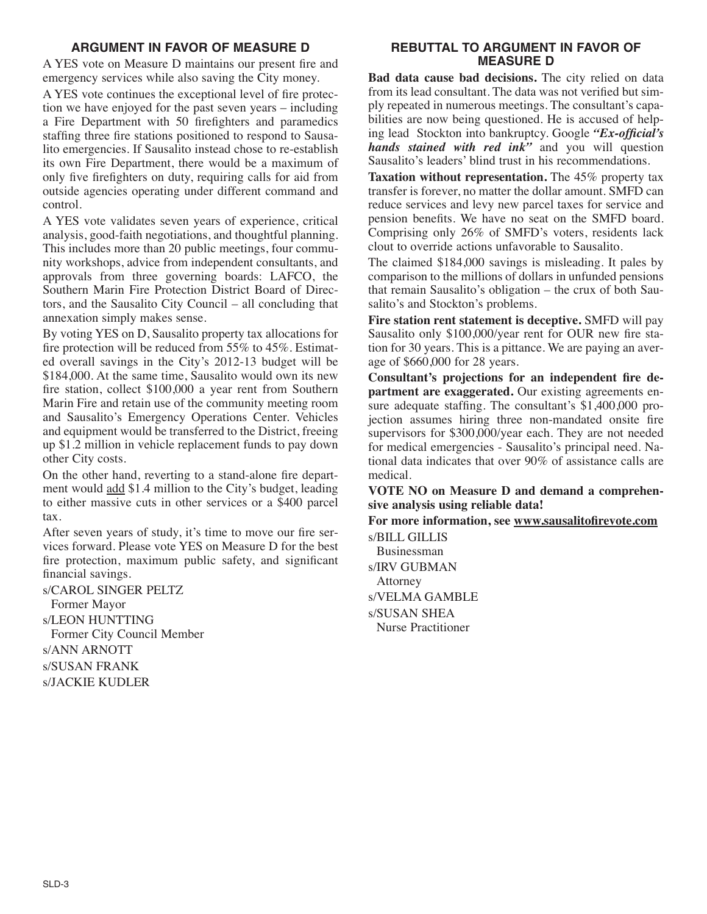## ARGUMENT IN FAVOR OF MEASURE D

A YES vote on Measure D maintains our present fire and emergency services while also saving the City money.

A YES vote continues the exceptional level of fire protection we have enjoyed for the past seven years – including a Fire Department with 50 firefighters and paramedics staffing three fire stations positioned to respond to Sausalito emergencies. If Sausalito instead chose to re-establish its own Fire Department, there would be a maximum of only five firefighters on duty, requiring calls for aid from outside agencies operating under different command and control.

A YES vote validates seven years of experience, critical analysis, good-faith negotiations, and thoughtful planning. This includes more than 20 public meetings, four community workshops, advice from independent consultants, and approvals from three governing boards: LAFCO, the Southern Marin Fire Protection District Board of Directors, and the Sausalito City Council – all concluding that annexation simply makes sense.

By voting YES on D, Sausalito property tax allocations for fire protection will be reduced from 55% to 45%. Estimated overall savings in the City's 2012-13 budget will be $184,000. At the same time, Sausalito would own its new fire station, collect $100,000 a year rent from Southern Marin Fire and retain use of the community meeting room and Sausalito's Emergency Operations Center. Vehicles and equipment would be transferred to the District, freeing up $1.2 million in vehicle replacement funds to pay down other City costs.

On the other hand, reverting to a stand-alone fire department would add $1.4 million to the City's budget, leading to either massive cuts in other services or a $400 parcel tax.

After seven years of study, it's time to move our fire services forward. Please vote YES on Measure D for the best fire protection, maximum public safety, and significant financial savings.

s/CAROL SINGER PELTZ
Former Mayor
s/LEON HUNTTING
Former City Council Member
s/ANN ARNOTT
s/SUSAN FRANK
s/JACKIE KUDLER

## REBUTTAL TO ARGUMENT IN FAVOR OF MEASURE D

**Bad data cause bad decisions.** The city relied on data from its lead consultant. The data was not verified but simply repeated in numerous meetings. The consultant's capabilities are now being questioned. He is accused of helping lead Stockton into bankruptcy. Google ***"Ex-official's hands stained with red ink"*** and you will question Sausalito's leaders' blind trust in his recommendations.

**Taxation without representation.** The 45% property tax transfer is forever, no matter the dollar amount. SMFD can reduce services and levy new parcel taxes for service and pension benefits. We have no seat on the SMFD board. Comprising only 26% of SMFD's voters, residents lack clout to override actions unfavorable to Sausalito.

The claimed $184,000 savings is misleading. It pales by comparison to the millions of dollars in unfunded pensions that remain Sausalito's obligation – the crux of both Sausalito's and Stockton's problems.

**Fire station rent statement is deceptive.** SMFD will pay Sausalito only $100,000/year rent for OUR new fire station for 30 years. This is a pittance. We are paying an average of $660,000 for 28 years.

**Consultant's projections for an independent fire department are exaggerated.** Our existing agreements ensure adequate staffing. The consultant's $1,400,000 projection assumes hiring three non-mandated onsite fire supervisors for $300,000/year each. They are not needed for medical emergencies - Sausalito's principal need. National data indicates that over 90% of assistance calls are medical.

**VOTE NO on Measure D and demand a comprehensive analysis using reliable data!**

**For more information, see www.sausalitofirevote.com**

s/BILL GILLIS
Businessman
s/IRV GUBMAN
Attorney
s/VELMA GAMBLE
s/SUSAN SHEA
Nurse Practitioner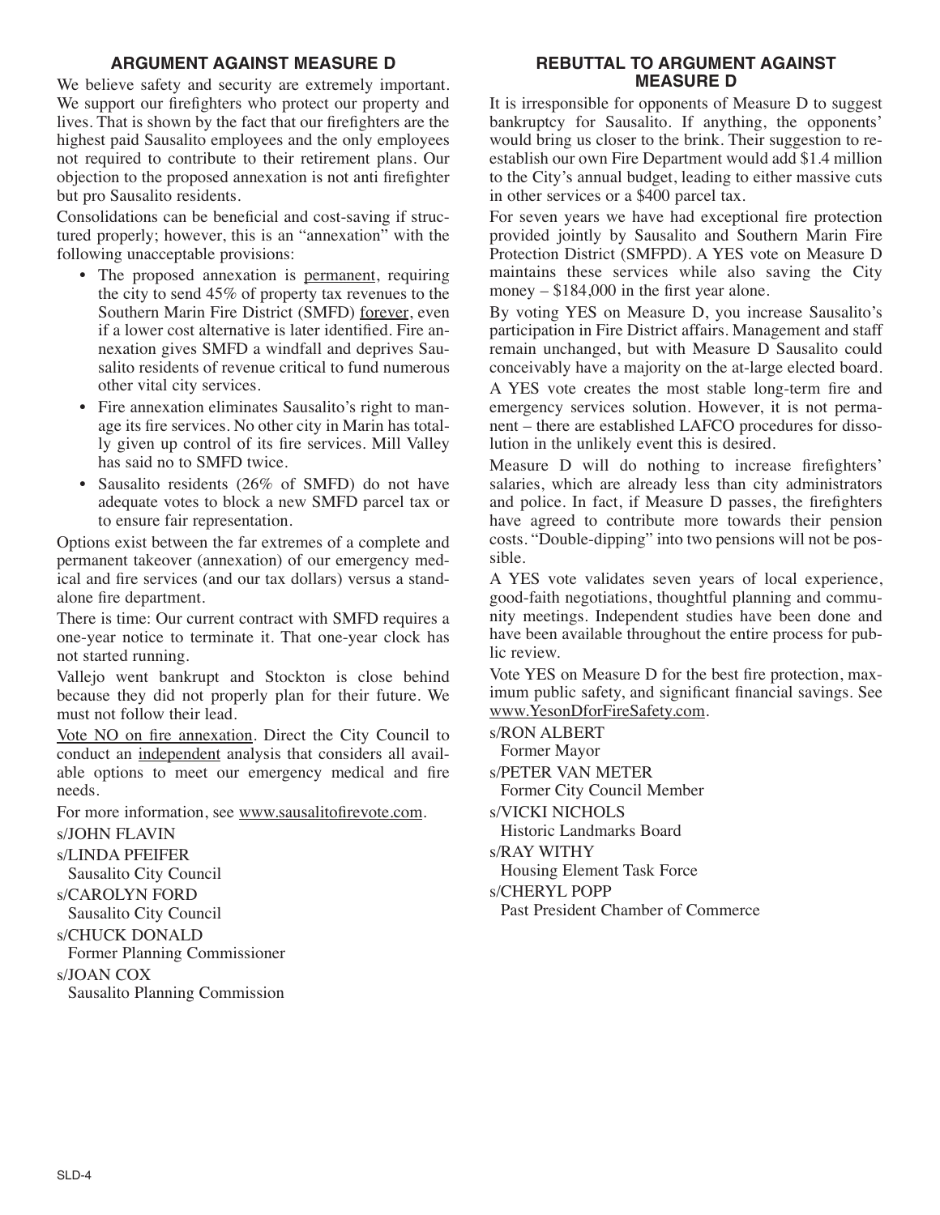## ARGUMENT AGAINST MEASURE D

We believe safety and security are extremely important. We support our firefighters who protect our property and lives. That is shown by the fact that our firefighters are the highest paid Sausalito employees and the only employees not required to contribute to their retirement plans. Our objection to the proposed annexation is not anti firefighter but pro Sausalito residents.

Consolidations can be beneficial and cost-saving if structured properly; however, this is an "annexation" with the following unacceptable provisions:

- The proposed annexation is permanent, requiring the city to send 45% of property tax revenues to the Southern Marin Fire District (SMFD) forever, even if a lower cost alternative is later identified. Fire annexation gives SMFD a windfall and deprives Sausalito residents of revenue critical to fund numerous other vital city services.
- Fire annexation eliminates Sausalito's right to manage its fire services. No other city in Marin has totally given up control of its fire services. Mill Valley has said no to SMFD twice.
- Sausalito residents (26% of SMFD) do not have adequate votes to block a new SMFD parcel tax or to ensure fair representation.

Options exist between the far extremes of a complete and permanent takeover (annexation) of our emergency medical and fire services (and our tax dollars) versus a stand-alone fire department.

There is time: Our current contract with SMFD requires a one-year notice to terminate it. That one-year clock has not started running.

Vallejo went bankrupt and Stockton is close behind because they did not properly plan for their future. We must not follow their lead.

Vote NO on fire annexation. Direct the City Council to conduct an independent analysis that considers all available options to meet our emergency medical and fire needs.

For more information, see www.sausalitofirevote.com.

s/JOHN FLAVIN

s/LINDA PFEIFER
Sausalito City Council

s/CAROLYN FORD
Sausalito City Council

s/CHUCK DONALD
Former Planning Commissioner

s/JOAN COX
Sausalito Planning Commission

## REBUTTAL TO ARGUMENT AGAINST MEASURE D

It is irresponsible for opponents of Measure D to suggest bankruptcy for Sausalito. If anything, the opponents' would bring us closer to the brink. Their suggestion to re-establish our own Fire Department would add $1.4 million to the City's annual budget, leading to either massive cuts in other services or a $400 parcel tax.

For seven years we have had exceptional fire protection provided jointly by Sausalito and Southern Marin Fire Protection District (SMFPD). A YES vote on Measure D maintains these services while also saving the City money – $184,000 in the first year alone.

By voting YES on Measure D, you increase Sausalito's participation in Fire District affairs. Management and staff remain unchanged, but with Measure D Sausalito could conceivably have a majority on the at-large elected board.

A YES vote creates the most stable long-term fire and emergency services solution. However, it is not permanent – there are established LAFCO procedures for dissolution in the unlikely event this is desired.

Measure D will do nothing to increase firefighters' salaries, which are already less than city administrators and police. In fact, if Measure D passes, the firefighters have agreed to contribute more towards their pension costs. "Double-dipping" into two pensions will not be possible.

A YES vote validates seven years of local experience, good-faith negotiations, thoughtful planning and community meetings. Independent studies have been done and have been available throughout the entire process for public review.

Vote YES on Measure D for the best fire protection, maximum public safety, and significant financial savings. See www.YesonDforFireSafety.com.

s/RON ALBERT
Former Mayor

s/PETER VAN METER
Former City Council Member

s/VICKI NICHOLS
Historic Landmarks Board

s/RAY WITHY
Housing Element Task Force

s/CHERYL POPP
Past President Chamber of Commerce